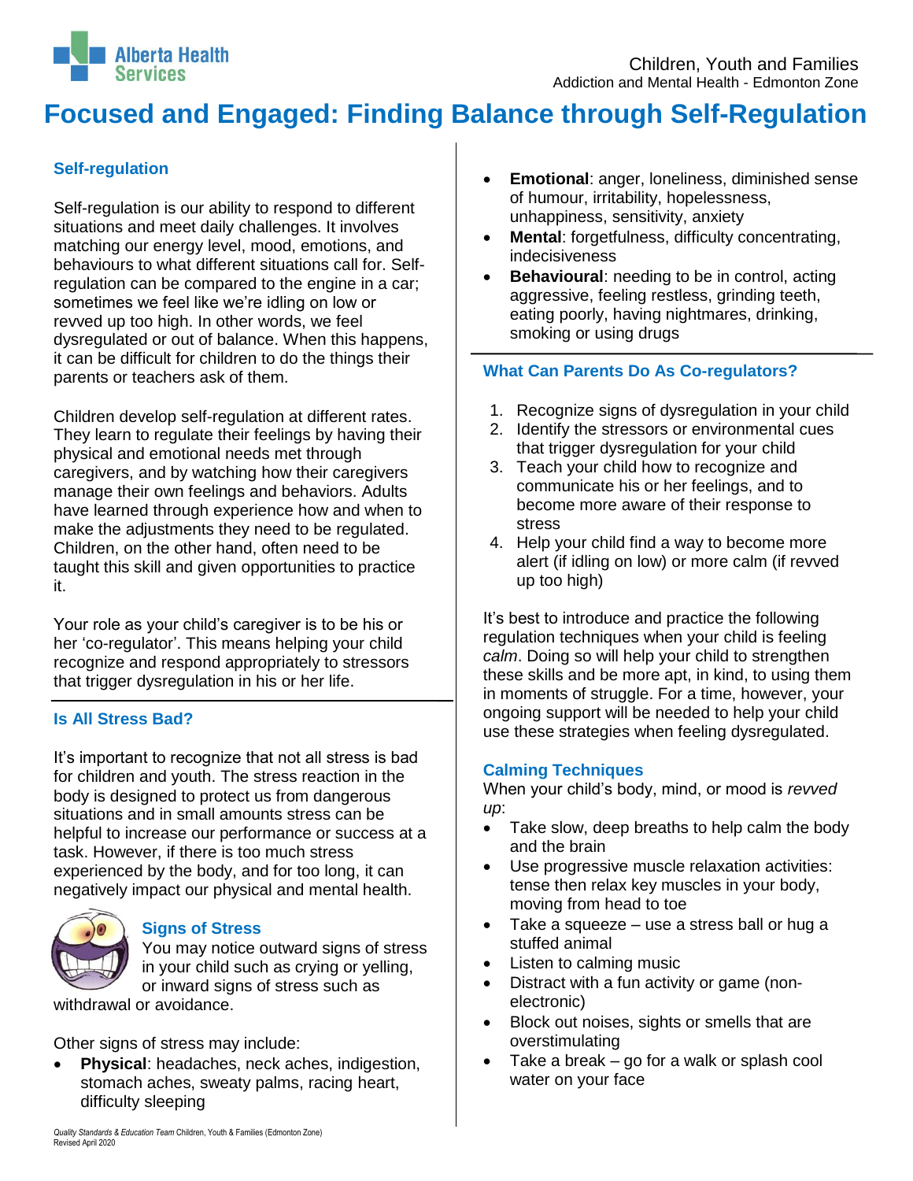Children, Youth and Families
Addiction and Mental Health - Edmonton Zone

# Focused and Engaged: Finding Balance through Self-Regulation

## Self-regulation

Self-regulation is our ability to respond to different situations and meet daily challenges. It involves matching our energy level, mood, emotions, and behaviours to what different situations call for. Self-regulation can be compared to the engine in a car; sometimes we feel like we're idling on low or revved up too high. In other words, we feel dysregulated or out of balance. When this happens, it can be difficult for children to do the things their parents or teachers ask of them.

Children develop self-regulation at different rates. They learn to regulate their feelings by having their physical and emotional needs met through caregivers, and by watching how their caregivers manage their own feelings and behaviors. Adults have learned through experience how and when to make the adjustments they need to be regulated. Children, on the other hand, often need to be taught this skill and given opportunities to practice it.

Your role as your child's caregiver is to be his or her 'co-regulator'. This means helping your child recognize and respond appropriately to stressors that trigger dysregulation in his or her life.

## Is All Stress Bad?

It's important to recognize that not all stress is bad for children and youth. The stress reaction in the body is designed to protect us from dangerous situations and in small amounts stress can be helpful to increase our performance or success at a task. However, if there is too much stress experienced by the body, and for too long, it can negatively impact our physical and mental health.

### Signs of Stress

You may notice outward signs of stress in your child such as crying or yelling, or inward signs of stress such as withdrawal or avoidance.

Other signs of stress may include:

- **Physical**: headaches, neck aches, indigestion, stomach aches, sweaty palms, racing heart, difficulty sleeping
- **Emotional**: anger, loneliness, diminished sense of humour, irritability, hopelessness, unhappiness, sensitivity, anxiety
- **Mental**: forgetfulness, difficulty concentrating, indecisiveness
- **Behavioural**: needing to be in control, acting aggressive, feeling restless, grinding teeth, eating poorly, having nightmares, drinking, smoking or using drugs

## What Can Parents Do As Co-regulators?

1. Recognize signs of dysregulation in your child
2. Identify the stressors or environmental cues that trigger dysregulation for your child
3. Teach your child how to recognize and communicate his or her feelings, and to become more aware of their response to stress
4. Help your child find a way to become more alert (if idling on low) or more calm (if revved up too high)

It's best to introduce and practice the following regulation techniques when your child is feeling *calm*. Doing so will help your child to strengthen these skills and be more apt, in kind, to using them in moments of struggle. For a time, however, your ongoing support will be needed to help your child use these strategies when feeling dysregulated.

### Calming Techniques

When your child's body, mind, or mood is *revved up*:

- Take slow, deep breaths to help calm the body and the brain
- Use progressive muscle relaxation activities: tense then relax key muscles in your body, moving from head to toe
- Take a squeeze – use a stress ball or hug a stuffed animal
- Listen to calming music
- Distract with a fun activity or game (non-electronic)
- Block out noises, sights or smells that are overstimulating
- Take a break – go for a walk or splash cool water on your face

*Quality Standards & Education Team* Children, Youth & Families (Edmonton Zone)
Revised April 2020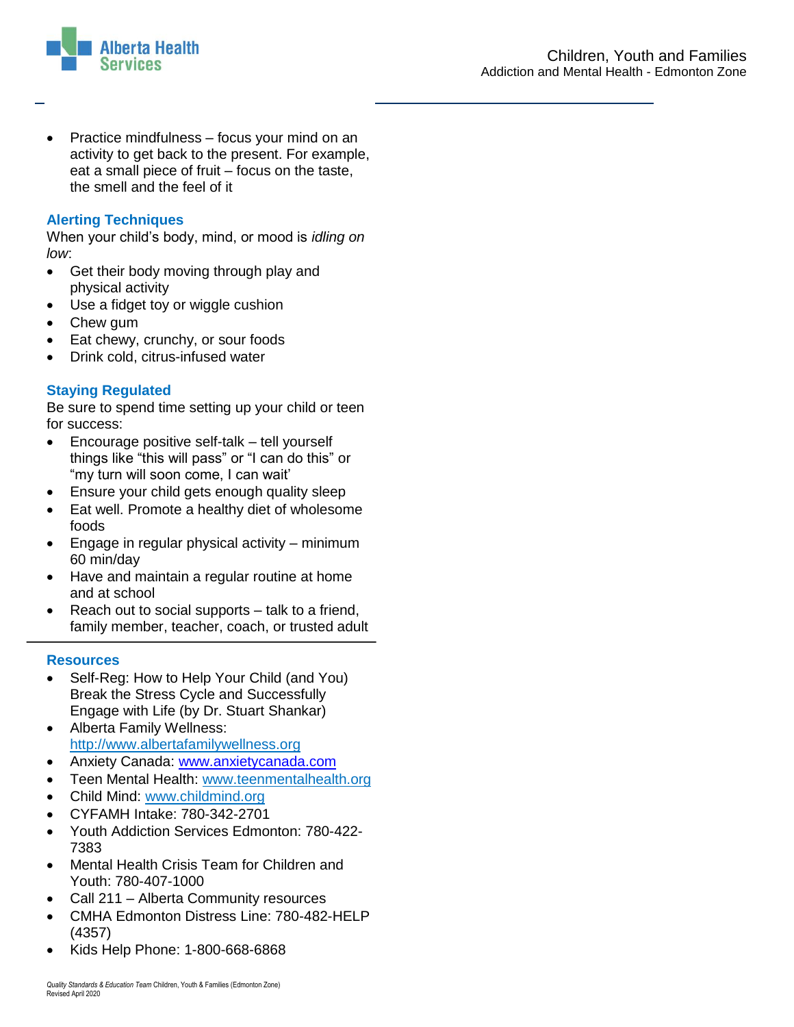- Practice mindfulness – focus your mind on an activity to get back to the present. For example, eat a small piece of fruit – focus on the taste, the smell and the feel of it

### Alerting Techniques

When your child's body, mind, or mood is *idling on low*:

- Get their body moving through play and physical activity
- Use a fidget toy or wiggle cushion
- Chew gum
- Eat chewy, crunchy, or sour foods
- Drink cold, citrus-infused water

### Staying Regulated

Be sure to spend time setting up your child or teen for success:

- Encourage positive self-talk – tell yourself things like "this will pass" or "I can do this" or "my turn will soon come, I can wait'
- Ensure your child gets enough quality sleep
- Eat well. Promote a healthy diet of wholesome foods
- Engage in regular physical activity – minimum 60 min/day
- Have and maintain a regular routine at home and at school
- Reach out to social supports – talk to a friend, family member, teacher, coach, or trusted adult

---

### Resources

- Self-Reg: How to Help Your Child (and You) Break the Stress Cycle and Successfully Engage with Life (by Dr. Stuart Shankar)
- Alberta Family Wellness: [http://www.albertafamilywellness.org](http://www.albertafamilywellness.org)
- Anxiety Canada: [www.anxietycanada.com](www.anxietycanada.com)
- Teen Mental Health: [www.teenmentalhealth.org](www.teenmentalhealth.org)
- Child Mind: [www.childmind.org](www.childmind.org)
- CYFAMH Intake: 780-342-2701
- Youth Addiction Services Edmonton: 780-422-7383
- Mental Health Crisis Team for Children and Youth: 780-407-1000
- Call 211 – Alberta Community resources
- CMHA Edmonton Distress Line: 780-482-HELP (4357)
- Kids Help Phone: 1-800-668-6868

*Quality Standards & Education Team* Children, Youth & Families (Edmonton Zone)
Revised April 2020